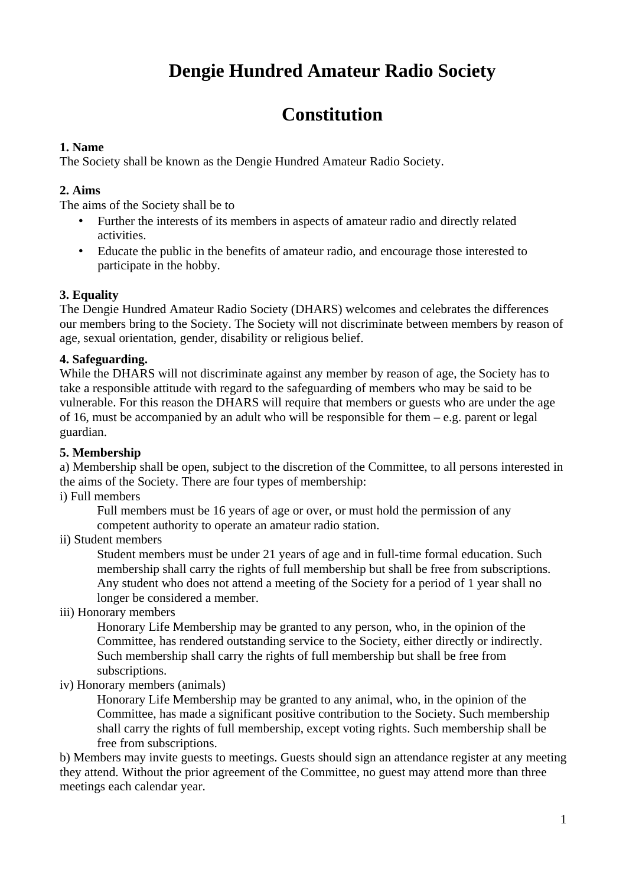# Dengie Hundred Amateur Radio Society

# Constitution

**1. Name**
The Society shall be known as the Dengie Hundred Amateur Radio Society.

**2. Aims**
The aims of the Society shall be to

- Further the interests of its members in aspects of amateur radio and directly related activities.
- Educate the public in the benefits of amateur radio, and encourage those interested to participate in the hobby.

**3. Equality**
The Dengie Hundred Amateur Radio Society (DHARS) welcomes and celebrates the differences our members bring to the Society. The Society will not discriminate between members by reason of age, sexual orientation, gender, disability or religious belief.

**4. Safeguarding.**
While the DHARS will not discriminate against any member by reason of age, the Society has to take a responsible attitude with regard to the safeguarding of members who may be said to be vulnerable. For this reason the DHARS will require that members or guests who are under the age of 16, must be accompanied by an adult who will be responsible for them – e.g. parent or legal guardian.

**5. Membership**
a) Membership shall be open, subject to the discretion of the Committee, to all persons interested in the aims of the Society. There are four types of membership:

i) Full members

> Full members must be 16 years of age or over, or must hold the permission of any competent authority to operate an amateur radio station.

ii) Student members

> Student members must be under 21 years of age and in full-time formal education. Such membership shall carry the rights of full membership but shall be free from subscriptions. Any student who does not attend a meeting of the Society for a period of 1 year shall no longer be considered a member.

iii) Honorary members

> Honorary Life Membership may be granted to any person, who, in the opinion of the Committee, has rendered outstanding service to the Society, either directly or indirectly. Such membership shall carry the rights of full membership but shall be free from subscriptions.

iv) Honorary members (animals)

> Honorary Life Membership may be granted to any animal, who, in the opinion of the Committee, has made a significant positive contribution to the Society. Such membership shall carry the rights of full membership, except voting rights. Such membership shall be free from subscriptions.

b) Members may invite guests to meetings. Guests should sign an attendance register at any meeting they attend. Without the prior agreement of the Committee, no guest may attend more than three meetings each calendar year.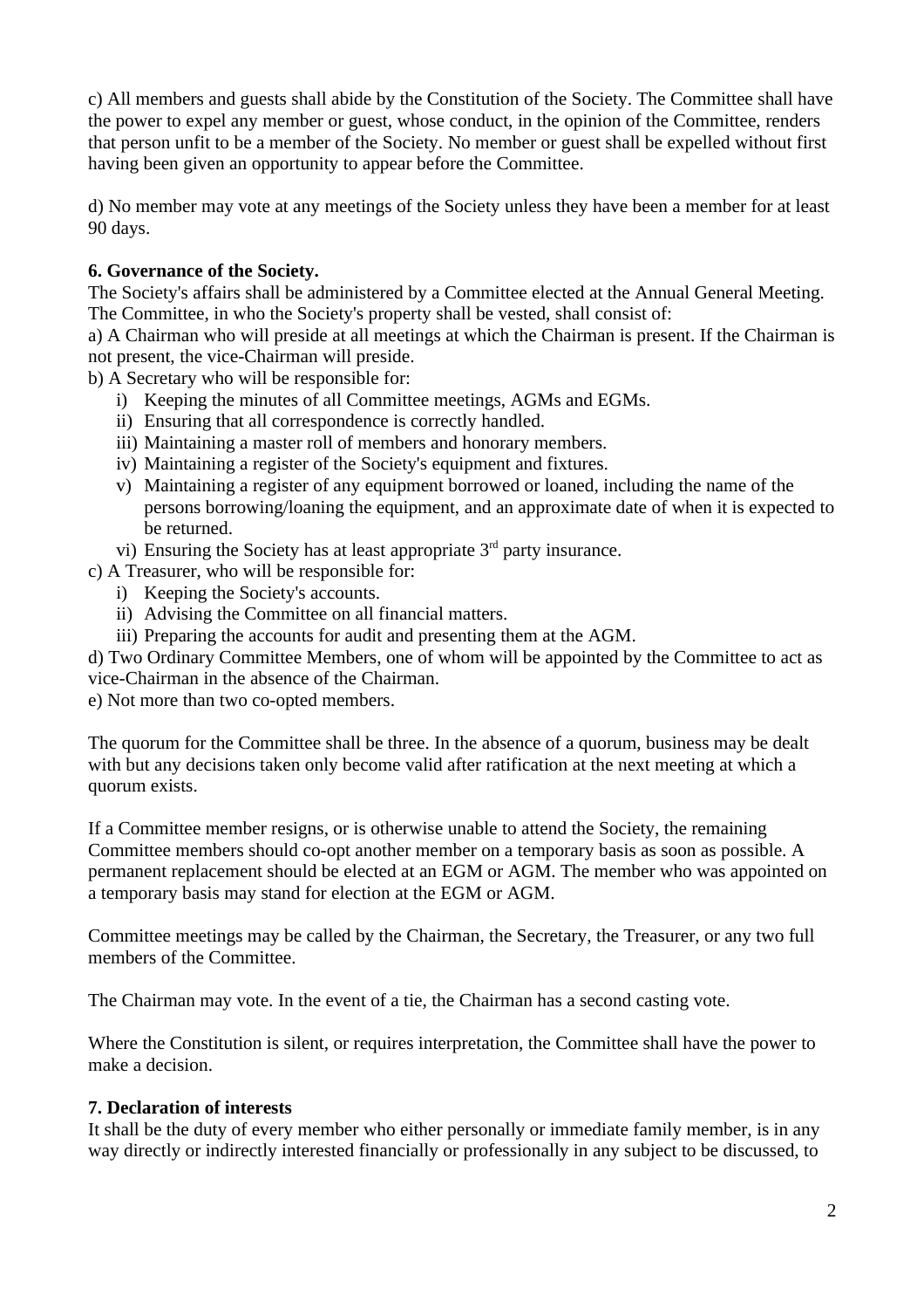c) All members and guests shall abide by the Constitution of the Society. The Committee shall have the power to expel any member or guest, whose conduct, in the opinion of the Committee, renders that person unfit to be a member of the Society. No member or guest shall be expelled without first having been given an opportunity to appear before the Committee.

d) No member may vote at any meetings of the Society unless they have been a member for at least 90 days.

**6. Governance of the Society.**

The Society's affairs shall be administered by a Committee elected at the Annual General Meeting. The Committee, in who the Society's property shall be vested, shall consist of:

a) A Chairman who will preside at all meetings at which the Chairman is present. If the Chairman is not present, the vice-Chairman will preside.

b) A Secretary who will be responsible for:

i) Keeping the minutes of all Committee meetings, AGMs and EGMs.
ii) Ensuring that all correspondence is correctly handled.
iii) Maintaining a master roll of members and honorary members.
iv) Maintaining a register of the Society's equipment and fixtures.
v) Maintaining a register of any equipment borrowed or loaned, including the name of the persons borrowing/loaning the equipment, and an approximate date of when it is expected to be returned.
vi) Ensuring the Society has at least appropriate 3rd party insurance.

c) A Treasurer, who will be responsible for:

i) Keeping the Society's accounts.
ii) Advising the Committee on all financial matters.
iii) Preparing the accounts for audit and presenting them at the AGM.

d) Two Ordinary Committee Members, one of whom will be appointed by the Committee to act as vice-Chairman in the absence of the Chairman.

e) Not more than two co-opted members.

The quorum for the Committee shall be three. In the absence of a quorum, business may be dealt with but any decisions taken only become valid after ratification at the next meeting at which a quorum exists.

If a Committee member resigns, or is otherwise unable to attend the Society, the remaining Committee members should co-opt another member on a temporary basis as soon as possible. A permanent replacement should be elected at an EGM or AGM. The member who was appointed on a temporary basis may stand for election at the EGM or AGM.

Committee meetings may be called by the Chairman, the Secretary, the Treasurer, or any two full members of the Committee.

The Chairman may vote. In the event of a tie, the Chairman has a second casting vote.

Where the Constitution is silent, or requires interpretation, the Committee shall have the power to make a decision.

**7. Declaration of interests**

It shall be the duty of every member who either personally or immediate family member, is in any way directly or indirectly interested financially or professionally in any subject to be discussed, to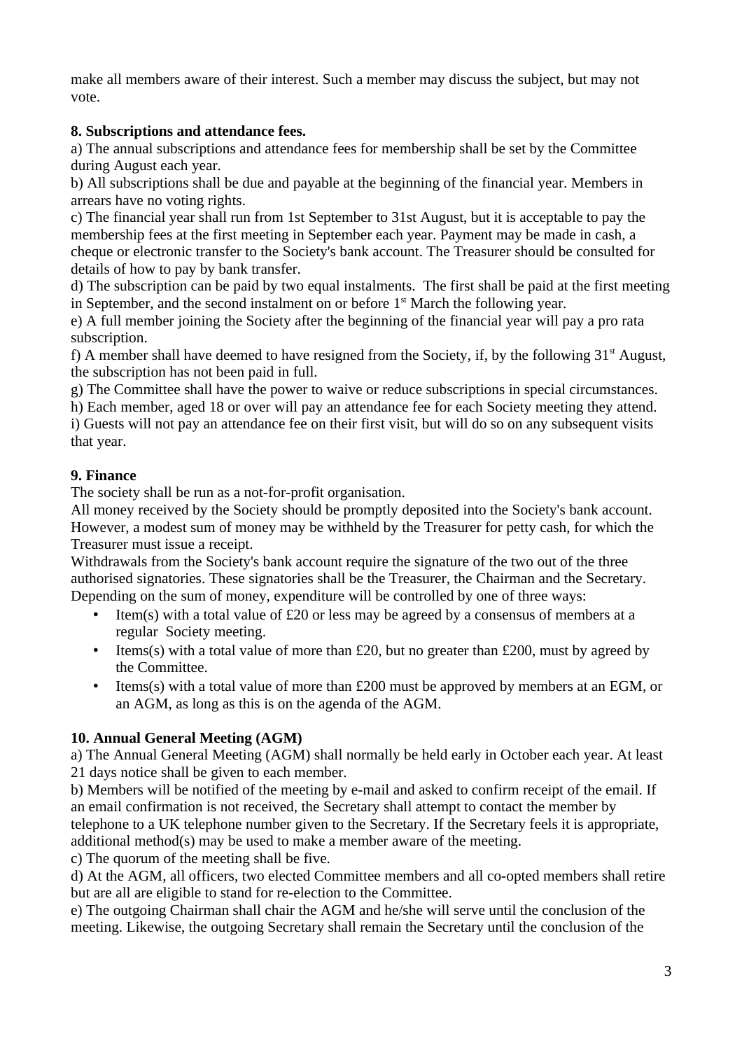make all members aware of their interest. Such a member may discuss the subject, but may not vote.

**8. Subscriptions and attendance fees.**

a) The annual subscriptions and attendance fees for membership shall be set by the Committee during August each year.

b) All subscriptions shall be due and payable at the beginning of the financial year. Members in arrears have no voting rights.

c) The financial year shall run from 1st September to 31st August, but it is acceptable to pay the membership fees at the first meeting in September each year. Payment may be made in cash, a cheque or electronic transfer to the Society's bank account. The Treasurer should be consulted for details of how to pay by bank transfer.

d) The subscription can be paid by two equal instalments. The first shall be paid at the first meeting in September, and the second instalment on or before 1st March the following year.

e) A full member joining the Society after the beginning of the financial year will pay a pro rata subscription.

f) A member shall have deemed to have resigned from the Society, if, by the following 31st August, the subscription has not been paid in full.

g) The Committee shall have the power to waive or reduce subscriptions in special circumstances.

h) Each member, aged 18 or over will pay an attendance fee for each Society meeting they attend.

i) Guests will not pay an attendance fee on their first visit, but will do so on any subsequent visits that year.

**9. Finance**

The society shall be run as a not-for-profit organisation.

All money received by the Society should be promptly deposited into the Society's bank account. However, a modest sum of money may be withheld by the Treasurer for petty cash, for which the Treasurer must issue a receipt.

Withdrawals from the Society's bank account require the signature of the two out of the three authorised signatories. These signatories shall be the Treasurer, the Chairman and the Secretary. Depending on the sum of money, expenditure will be controlled by one of three ways:

- Item(s) with a total value of £20 or less may be agreed by a consensus of members at a regular Society meeting.
- Items(s) with a total value of more than £20, but no greater than £200, must by agreed by the Committee.
- Items(s) with a total value of more than £200 must be approved by members at an EGM, or an AGM, as long as this is on the agenda of the AGM.

**10. Annual General Meeting (AGM)**

a) The Annual General Meeting (AGM) shall normally be held early in October each year. At least 21 days notice shall be given to each member.

b) Members will be notified of the meeting by e-mail and asked to confirm receipt of the email. If an email confirmation is not received, the Secretary shall attempt to contact the member by telephone to a UK telephone number given to the Secretary. If the Secretary feels it is appropriate, additional method(s) may be used to make a member aware of the meeting.

c) The quorum of the meeting shall be five.

d) At the AGM, all officers, two elected Committee members and all co-opted members shall retire but are all are eligible to stand for re-election to the Committee.

e) The outgoing Chairman shall chair the AGM and he/she will serve until the conclusion of the meeting. Likewise, the outgoing Secretary shall remain the Secretary until the conclusion of the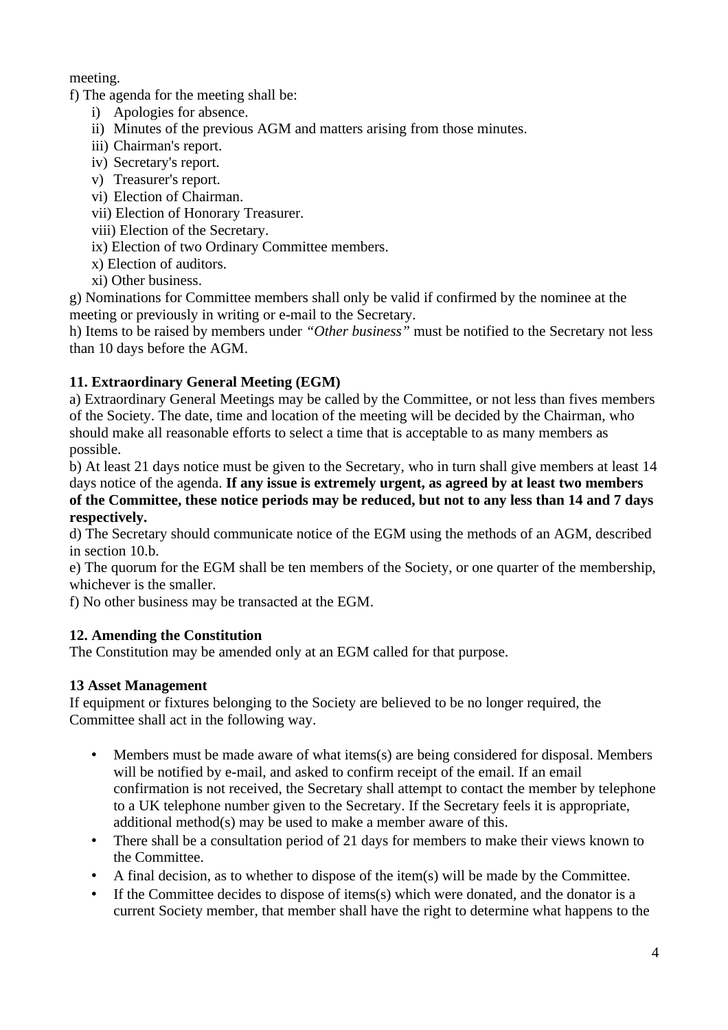meeting.

f) The agenda for the meeting shall be:

   i) Apologies for absence.
   ii) Minutes of the previous AGM and matters arising from those minutes.
   iii) Chairman's report.
   iv) Secretary's report.
   v) Treasurer's report.
   vi) Election of Chairman.
   vii) Election of Honorary Treasurer.
   viii) Election of the Secretary.
   ix) Election of two Ordinary Committee members.
   x) Election of auditors.
   xi) Other business.

g) Nominations for Committee members shall only be valid if confirmed by the nominee at the meeting or previously in writing or e-mail to the Secretary.

h) Items to be raised by members under *"Other business"* must be notified to the Secretary not less than 10 days before the AGM.

**11. Extraordinary General Meeting (EGM)**

a) Extraordinary General Meetings may be called by the Committee, or not less than fives members of the Society. The date, time and location of the meeting will be decided by the Chairman, who should make all reasonable efforts to select a time that is acceptable to as many members as possible.

b) At least 21 days notice must be given to the Secretary, who in turn shall give members at least 14 days notice of the agenda. **If any issue is extremely urgent, as agreed by at least two members of the Committee, these notice periods may be reduced, but not to any less than 14 and 7 days respectively.**

d) The Secretary should communicate notice of the EGM using the methods of an AGM, described in section 10.b.

e) The quorum for the EGM shall be ten members of the Society, or one quarter of the membership, whichever is the smaller.

f) No other business may be transacted at the EGM.

**12. Amending the Constitution**

The Constitution may be amended only at an EGM called for that purpose.

**13 Asset Management**

If equipment or fixtures belonging to the Society are believed to be no longer required, the Committee shall act in the following way.

- Members must be made aware of what items(s) are being considered for disposal. Members will be notified by e-mail, and asked to confirm receipt of the email. If an email confirmation is not received, the Secretary shall attempt to contact the member by telephone to a UK telephone number given to the Secretary. If the Secretary feels it is appropriate, additional method(s) may be used to make a member aware of this.
- There shall be a consultation period of 21 days for members to make their views known to the Committee.
- A final decision, as to whether to dispose of the item(s) will be made by the Committee.
- If the Committee decides to dispose of items(s) which were donated, and the donator is a current Society member, that member shall have the right to determine what happens to the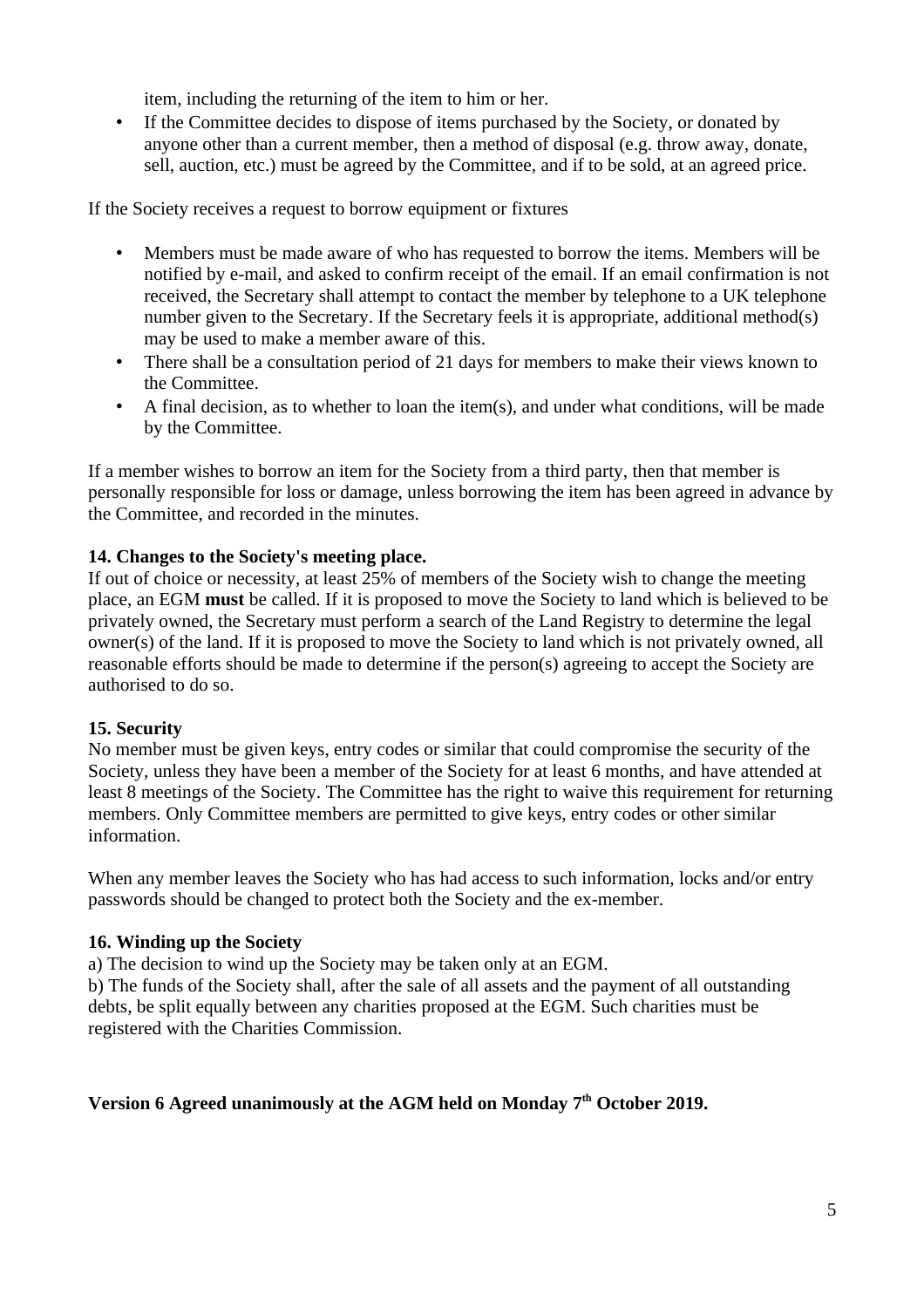item, including the returning of the item to him or her.

- If the Committee decides to dispose of items purchased by the Society, or donated by anyone other than a current member, then a method of disposal (e.g. throw away, donate, sell, auction, etc.) must be agreed by the Committee, and if to be sold, at an agreed price.

If the Society receives a request to borrow equipment or fixtures

- Members must be made aware of who has requested to borrow the items. Members will be notified by e-mail, and asked to confirm receipt of the email. If an email confirmation is not received, the Secretary shall attempt to contact the member by telephone to a UK telephone number given to the Secretary. If the Secretary feels it is appropriate, additional method(s) may be used to make a member aware of this.
- There shall be a consultation period of 21 days for members to make their views known to the Committee.
- A final decision, as to whether to loan the item(s), and under what conditions, will be made by the Committee.

If a member wishes to borrow an item for the Society from a third party, then that member is personally responsible for loss or damage, unless borrowing the item has been agreed in advance by the Committee, and recorded in the minutes.

**14. Changes to the Society's meeting place.**

If out of choice or necessity, at least 25% of members of the Society wish to change the meeting place, an EGM **must** be called. If it is proposed to move the Society to land which is believed to be privately owned, the Secretary must perform a search of the Land Registry to determine the legal owner(s) of the land. If it is proposed to move the Society to land which is not privately owned, all reasonable efforts should be made to determine if the person(s) agreeing to accept the Society are authorised to do so.

**15. Security**

No member must be given keys, entry codes or similar that could compromise the security of the Society, unless they have been a member of the Society for at least 6 months, and have attended at least 8 meetings of the Society. The Committee has the right to waive this requirement for returning members. Only Committee members are permitted to give keys, entry codes or other similar information.

When any member leaves the Society who has had access to such information, locks and/or entry passwords should be changed to protect both the Society and the ex-member.

**16. Winding up the Society**

a) The decision to wind up the Society may be taken only at an EGM.
b) The funds of the Society shall, after the sale of all assets and the payment of all outstanding debts, be split equally between any charities proposed at the EGM. Such charities must be registered with the Charities Commission.

**Version 6 Agreed unanimously at the AGM held on Monday 7th October 2019.**